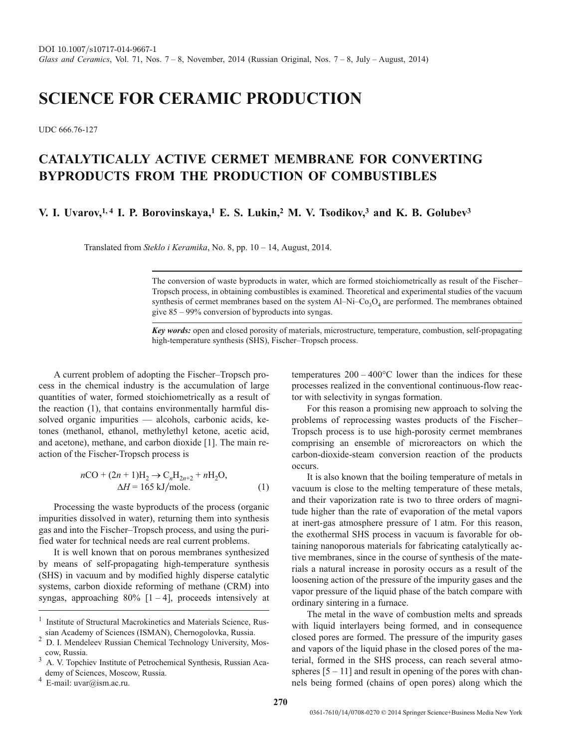DOI 10.1007/s10717-014-9667-1
*Glass and Ceramics*, Vol. 71, Nos. 7 – 8, November, 2014 (Russian Original, Nos. 7 – 8, July – August, 2014)

# SCIENCE FOR CERAMIC PRODUCTION

UDC 666.76-127

## CATALYTICALLY ACTIVE CERMET MEMBRANE FOR CONVERTING BYPRODUCTS FROM THE PRODUCTION OF COMBUSTIBLES

**V. I. Uvarov,[1,4] I. P. Borovinskaya,[1] E. S. Lukin,[2] M. V. Tsodikov,[3] and K. B. Golubev[3]**

Translated from *Steklo i Keramika*, No. 8, pp. 10 – 14, August, 2014.

The conversion of waste byproducts in water, which are formed stoichiometrically as result of the Fischer–Tropsch process, in obtaining combustibles is examined. Theoretical and experimental studies of the vacuum synthesis of cermet membranes based on the system Al–Ni–$Co_3O_4$ are performed. The membranes obtained give 85 – 99% conversion of byproducts into syngas.

***Key words:*** open and closed porosity of materials, microstructure, temperature, combustion, self-propagating high-temperature synthesis (SHS), Fischer–Tropsch process.

A current problem of adopting the Fischer–Tropsch process in the chemical industry is the accumulation of large quantities of water, formed stoichiometrically as a result of the reaction (1), that contains environmentally harmful dissolved organic impurities — alcohols, carbonic acids, ketones (methanol, ethanol, methylethyl ketone, acetic acid, and acetone), methane, and carbon dioxide [1]. The main reaction of the Fischer-Tropsch process is

$$nCO + (2n + 1)H_2 \rightarrow C_nH_{2n+2} + nH_2O, \quad \Delta H = 165 \text{ kJ/mole}. \tag{1}$$

Processing the waste byproducts of the process (organic impurities dissolved in water), returning them into synthesis gas and into the Fischer–Tropsch process, and using the purified water for technical needs are real current problems.

It is well known that on porous membranes synthesized by means of self-propagating high-temperature synthesis (SHS) in vacuum and by modified highly disperse catalytic systems, carbon dioxide reforming of methane (CRM) into syngas, approaching 80% [1 – 4], proceeds intensively at temperatures 200 – 400°C lower than the indices for these processes realized in the conventional continuous-flow reactor with selectivity in syngas formation.

For this reason a promising new approach to solving the problems of reprocessing wastes products of the Fischer–Tropsch process is to use high-porosity cermet membranes comprising an ensemble of microreactors on which the carbon-dioxide-steam conversion reaction of the products occurs.

It is also known that the boiling temperature of metals in vacuum is close to the melting temperature of these metals, and their vaporization rate is two to three orders of magnitude higher than the rate of evaporation of the metal vapors at inert-gas atmosphere pressure of 1 atm. For this reason, the exothermal SHS process in vacuum is favorable for obtaining nanoporous materials for fabricating catalytically active membranes, since in the course of synthesis of the materials a natural increase in porosity occurs as a result of the loosening action of the pressure of the impurity gases and the vapor pressure of the liquid phase of the batch compare with ordinary sintering in a furnace.

The metal in the wave of combustion melts and spreads with liquid interlayers being formed, and in consequence closed pores are formed. The pressure of the impurity gases and vapors of the liquid phase in the closed pores of the material, formed in the SHS process, can reach several atmospheres [5 – 11] and result in opening of the pores with channels being formed (chains of open pores) along which the

[1] Institute of Structural Macrokinetics and Materials Science, Russian Academy of Sciences (ISMAN), Chernogolovka, Russia.
[2] D. I. Mendeleev Russian Chemical Technology University, Moscow, Russia.
[3] A. V. Topchiev Institute of Petrochemical Synthesis, Russian Academy of Sciences, Moscow, Russia.
[4] E-mail: uvar@ism.ac.ru.

0361-7610/14/0708-0270 © 2014 Springer Science+Business Media New York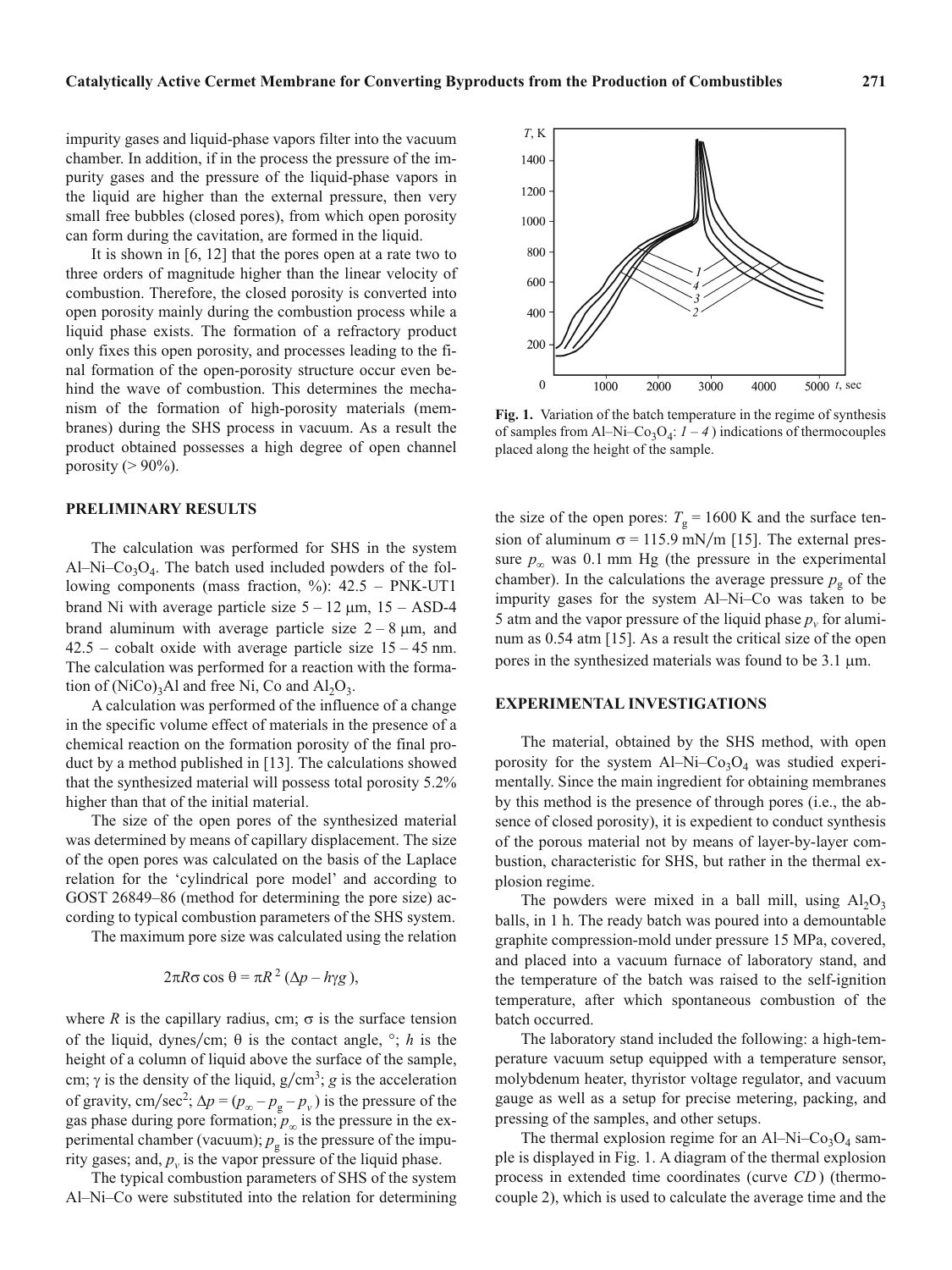impurity gases and liquid-phase vapors filter into the vacuum chamber. In addition, if in the process the pressure of the impurity gases and the pressure of the liquid-phase vapors in the liquid are higher than the external pressure, then very small free bubbles (closed pores), from which open porosity can form during the cavitation, are formed in the liquid.

It is shown in [6, 12] that the pores open at a rate two to three orders of magnitude higher than the linear velocity of combustion. Therefore, the closed porosity is converted into open porosity mainly during the combustion process while a liquid phase exists. The formation of a refractory product only fixes this open porosity, and processes leading to the final formation of the open-porosity structure occur even behind the wave of combustion. This determines the mechanism of the formation of high-porosity materials (membranes) during the SHS process in vacuum. As a result the product obtained possesses a high degree of open channel porosity (> 90%).

## PRELIMINARY RESULTS

The calculation was performed for SHS in the system Al–Ni–$Co_3O_4$. The batch used included powders of the following components (mass fraction, %): 42.5 – PNK-UT1 brand Ni with average particle size 5 – 12 μm, 15 – ASD-4 brand aluminum with average particle size 2 – 8 μm, and 42.5 – cobalt oxide with average particle size 15 – 45 nm. The calculation was performed for a reaction with the formation of $(NiCo)_3Al$ and free Ni, Co and $Al_2O_3$.

A calculation was performed of the influence of a change in the specific volume effect of materials in the presence of a chemical reaction on the formation porosity of the final product by a method published in [13]. The calculations showed that the synthesized material will possess total porosity 5.2% higher than that of the initial material.

The size of the open pores of the synthesized material was determined by means of capillary displacement. The size of the open pores was calculated on the basis of the Laplace relation for the 'cylindrical pore model' and according to GOST 26849–86 (method for determining the pore size) according to typical combustion parameters of the SHS system.

The maximum pore size was calculated using the relation

$$2\pi R\sigma\cos\theta = \pi R^2(\Delta p - h\gamma g),$$

where $R$ is the capillary radius, cm; $\sigma$ is the surface tension of the liquid, dynes/cm; $\theta$ is the contact angle, °; $h$ is the height of a column of liquid above the surface of the sample, cm; $\gamma$ is the density of the liquid, g/cm$^3$; $g$ is the acceleration of gravity, cm/sec$^2$; $\Delta p = (p_\infty - p_g - p_v)$ is the pressure of the gas phase during pore formation; $p_\infty$ is the pressure in the experimental chamber (vacuum); $p_g$ is the pressure of the impurity gases; and, $p_v$ is the vapor pressure of the liquid phase.

The typical combustion parameters of SHS of the system Al–Ni–Co were substituted into the relation for determining the size of the open pores: $T_g = 1600$ K and the surface tension of aluminum $\sigma = 115.9$ mN/m [15]. The external pressure $p_\infty$ was 0.1 mm Hg (the pressure in the experimental chamber). In the calculations the average pressure $p_g$ of the impurity gases for the system Al–Ni–Co was taken to be 5 atm and the vapor pressure of the liquid phase $p_v$ for aluminum as 0.54 atm [15]. As a result the critical size of the open pores in the synthesized materials was found to be 3.1 μm.

Fig. 1. Variation of the batch temperature in the regime of synthesis of samples from Al–Ni–$Co_3O_4$: *1 – 4* ) indications of thermocouples placed along the height of the sample.

## EXPERIMENTAL INVESTIGATIONS

The material, obtained by the SHS method, with open porosity for the system Al–Ni–$Co_3O_4$ was studied experimentally. Since the main ingredient for obtaining membranes by this method is the presence of through pores (i.e., the absence of closed porosity), it is expedient to conduct synthesis of the porous material not by means of layer-by-layer combustion, characteristic for SHS, but rather in the thermal explosion regime.

The powders were mixed in a ball mill, using $Al_2O_3$ balls, in 1 h. The ready batch was poured into a demountable graphite compression-mold under pressure 15 MPa, covered, and placed into a vacuum furnace of laboratory stand, and the temperature of the batch was raised to the self-ignition temperature, after which spontaneous combustion of the batch occurred.

The laboratory stand included the following: a high-temperature vacuum setup equipped with a temperature sensor, molybdenum heater, thyristor voltage regulator, and vacuum gauge as well as a setup for precise metering, packing, and pressing of the samples, and other setups.

The thermal explosion regime for an Al–Ni–$Co_3O_4$ sample is displayed in Fig. 1. A diagram of the thermal explosion process in extended time coordinates (curve *CD* ) (thermocouple 2), which is used to calculate the average time and the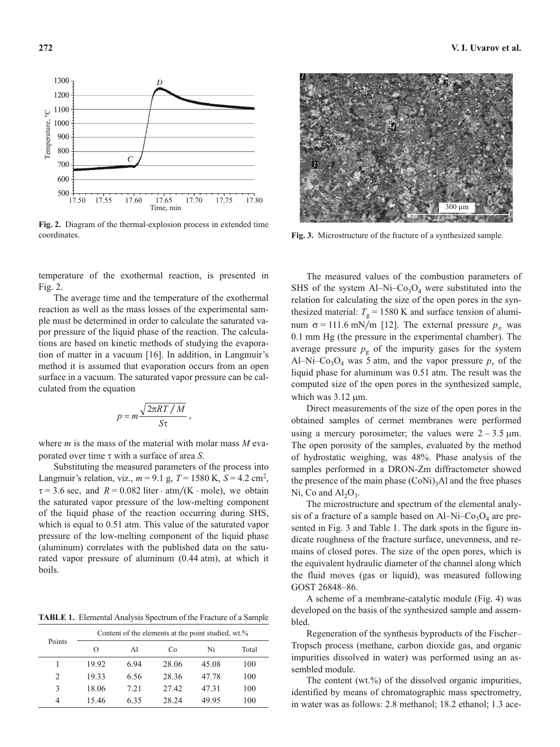Fig. 2. Diagram of the thermal-explosion process in extended time coordinates.

Fig. 3. Microstructure of the fracture of a synthesized sample.

temperature of the exothermal reaction, is presented in Fig. 2.

The average time and the temperature of the exothermal reaction as well as the mass losses of the experimental sample must be determined in order to calculate the saturated vapor pressure of the liquid phase of the reaction. The calculations are based on kinetic methods of studying the evaporation of matter in a vacuum [16]. In addition, in Langmuir's method it is assumed that evaporation occurs from an open surface in a vacuum. The saturated vapor pressure can be calculated from the equation

$$p = m\frac{\sqrt{2\pi RT/M}}{S\tau},$$

where $m$ is the mass of the material with molar mass $M$ evaporated over time $\tau$ with a surface of area $S$.

Substituting the measured parameters of the process into Langmuir's relation, viz., $m = 9.1$ g, $T = 1580$ K, $S = 4.2$ cm$^2$, $\tau = 3.6$ sec, and $R = 0.082$ liter · atm/(K · mole), we obtain the saturated vapor pressure of the low-melting component of the liquid phase of the reaction occurring during SHS, which is equal to 0.51 atm. This value of the saturated vapor pressure of the low-melting component of the liquid phase (aluminum) correlates with the published data on the saturated vapor pressure of aluminum (0.44 atm), at which it boils.

**TABLE 1.** Elemental Analysis Spectrum of the Fracture of a Sample

| Points | Content of the elements at the point studied, wt.% | | | | |
|---|---|---|---|---|---|
| | O | Al | Co | Ni | Total |
| 1 | 19.92 | 6.94 | 28.06 | 45.08 | 100 |
| 2 | 19.33 | 6.56 | 28.36 | 47.78 | 100 |
| 3 | 18.06 | 7.21 | 27.42 | 47.31 | 100 |
| 4 | 15.46 | 6.35 | 28.24 | 49.95 | 100 |

The measured values of the combustion parameters of SHS of the system Al–Ni–$Co_3O_4$ were substituted into the relation for calculating the size of the open pores in the synthesized material: $T_g = 1580$ K and surface tension of aluminum $\sigma = 111.6$ mN/m [12]. The external pressure $p_\infty$ was 0.1 mm Hg (the pressure in the experimental chamber). The average pressure $p_g$ of the impurity gases for the system Al–Ni–$Co_3O_4$ was 5 atm, and the vapor pressure $p_v$ of the liquid phase for aluminum was 0.51 atm. The result was the computed size of the open pores in the synthesized sample, which was 3.12 μm.

Direct measurements of the size of the open pores in the obtained samples of cermet membranes were performed using a mercury porosimeter; the values were 2 – 3.5 μm. The open porosity of the samples, evaluated by the method of hydrostatic weighing, was 48%. Phase analysis of the samples performed in a DRON-Zm diffractometer showed the presence of the main phase $(CoNi)_3Al$ and the free phases Ni, Co and $Al_2O_3$.

The microstructure and spectrum of the elemental analysis of a fracture of a sample based on Al–Ni–$Co_3O_4$ are presented in Fig. 3 and Table 1. The dark spots in the figure indicate roughness of the fracture surface, unevenness, and remains of closed pores. The size of the open pores, which is the equivalent hydraulic diameter of the channel along which the fluid moves (gas or liquid), was measured following GOST 26848–86.

A scheme of a membrane-catalytic module (Fig. 4) was developed on the basis of the synthesized sample and assembled.

Regeneration of the synthesis byproducts of the Fischer–Tropsch process (methane, carbon dioxide gas, and organic impurities dissolved in water) was performed using an assembled module.

The content (wt.%) of the dissolved organic impurities, identified by means of chromatographic mass spectrometry, in water was as follows: 2.8 methanol; 18.2 ethanol; 1.3 ace-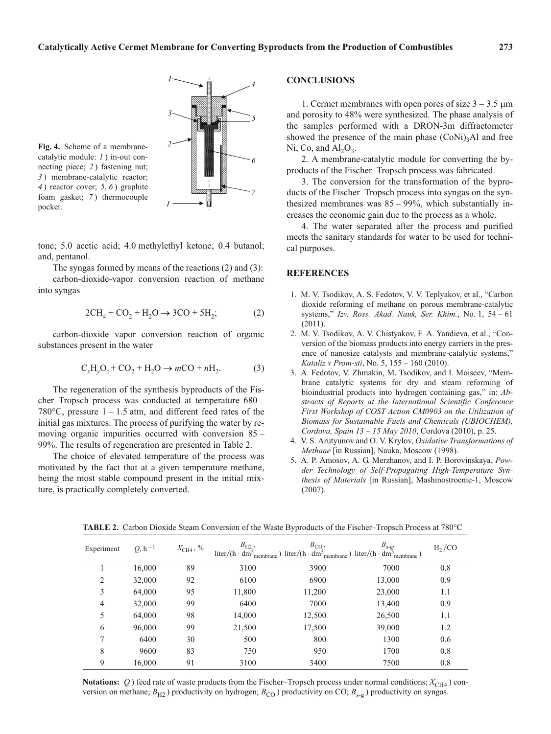Fig. 4. Scheme of a membrane-catalytic module: *1*) in-out connecting piece; *2*) fastening nut; *3*) membrane-catalytic reactor; *4*) reactor cover; *5*, *6*) graphite foam gasket; *7*) thermocouple pocket.

tone; 5.0 acetic acid; 4.0 methylethyl ketone; 0.4 butanol; and, pentanol.

The syngas formed by means of the reactions (2) and (3):

carbon-dioxide-vapor conversion reaction of methane into syngas

$$2CH_4 + CO_2 + H_2O \rightarrow 3CO + 5H_2; \quad (2)$$

carbon-dioxide vapor conversion reaction of organic substances present in the water

$$C_xH_yO_z + CO_2 + H_2O \rightarrow mCO + nH_2. \quad (3)$$

The regeneration of the synthesis byproducts of the Fischer–Tropsch process was conducted at temperature 680 – 780°C, pressure 1 – 1.5 atm, and different feed rates of the initial gas mixtures. The process of purifying the water by removing organic impurities occurred with conversion 85 – 99%. The results of regeneration are presented in Table 2.

The choice of elevated temperature of the process was motivated by the fact that at a given temperature methane, being the most stable compound present in the initial mixture, is practically completely converted.

## CONCLUSIONS

1. Cermet membranes with open pores of size 3 – 3.5 μm and porosity to 48% were synthesized. The phase analysis of the samples performed with a DRON-3m diffractometer showed the presence of the main phase $(CoNi)_3Al$ and free Ni, Co, and $Al_2O_3$.

2. A membrane-catalytic module for converting the byproducts of the Fischer–Tropsch process was fabricated.

3. The conversion for the transformation of the byproducts of the Fischer–Tropsch process into syngas on the synthesized membranes was 85 – 99%, which substantially increases the economic gain due to the process as a whole.

4. The water separated after the process and purified meets the sanitary standards for water to be used for technical purposes.

## REFERENCES

1. M. V. Tsodikov, A. S. Fedotov, V. V. Teplyakov, et al., "Carbon dioxide reforming of methane on porous membrane-catalytic systems," *Izv. Ross. Akad. Nauk, Ser. Khim.*, No. 1, 54 – 61 (2011).
2. M. V. Tsodikov, A. V. Chistyakov, F. A. Yandieva, et al., "Conversion of the biomass products into energy carriers in the presence of nanosize catalysts and membrane-catalytic systems," *Kataliz v Prom-sti*, No. 5, 155 – 160 (2010).
3. A. Fedotov, V. Zhmakin, M. Tsodikov, and I. Moiseev, "Membrane catalytic systems for dry and steam reforming of bioindustrial products into hydrogen containing gas," in: *Abstracts of Reports at the International Scientific Conference First Workshop of COST Action CM0903 on the Utilization of Biomass for Sustainable Fuels and Chemicals (UBIOCHEM), Cordova, Spain 13 – 15 May 2010*, Cordova (2010), p. 25.
4. V. S. Arutyunov and O. V. Krylov, *Oxidative Transformations of Methane* [in Russian], Nauka, Moscow (1998).
5. A. P. Amosov, A. G. Merzhanov, and I. P. Borovinskaya, *Powder Technology of Self-Propagating High-Temperature Synthesis of Materials* [in Russian], Mashinostroenie-1, Moscow (2007).

**TABLE 2.** Carbon Dioxide Steam Conversion of the Waste Byproducts of the Fischer–Tropsch Process at 780°C

| Experiment | $Q$, $h^{-1}$ | $X_{CH4}$, % | $B_{H2}$, liter/(h · $dm^3_{membrane}$) | $B_{CO}$, liter/(h · $dm^3_{membrane}$) | $B_{s\text{-}g}$, liter/(h · $dm^3_{membrane}$) | $H_2$/CO |
|---|---|---|---|---|---|---|
| 1 | 16,000 | 89 | 3100 | 3900 | 7000 | 0.8 |
| 2 | 32,000 | 92 | 6100 | 6900 | 13,000 | 0.9 |
| 3 | 64,000 | 95 | 11,800 | 11,200 | 23,000 | 1.1 |
| 4 | 32,000 | 99 | 6400 | 7000 | 13,400 | 0.9 |
| 5 | 64,000 | 98 | 14,000 | 12,500 | 26,500 | 1.1 |
| 6 | 96,000 | 99 | 21,500 | 17,500 | 39,000 | 1.2 |
| 7 | 6400 | 30 | 500 | 800 | 1300 | 0.6 |
| 8 | 9600 | 83 | 750 | 950 | 1700 | 0.8 |
| 9 | 16,000 | 91 | 3100 | 3400 | 7500 | 0.8 |

**Notations:** $Q$) feed rate of waste products from the Fischer–Tropsch process under normal conditions; $X_{CH4}$) conversion on methane; $B_{H2}$) productivity on hydrogen; $B_{CO}$) productivity on CO; $B_{s\text{-}g}$) productivity on syngas.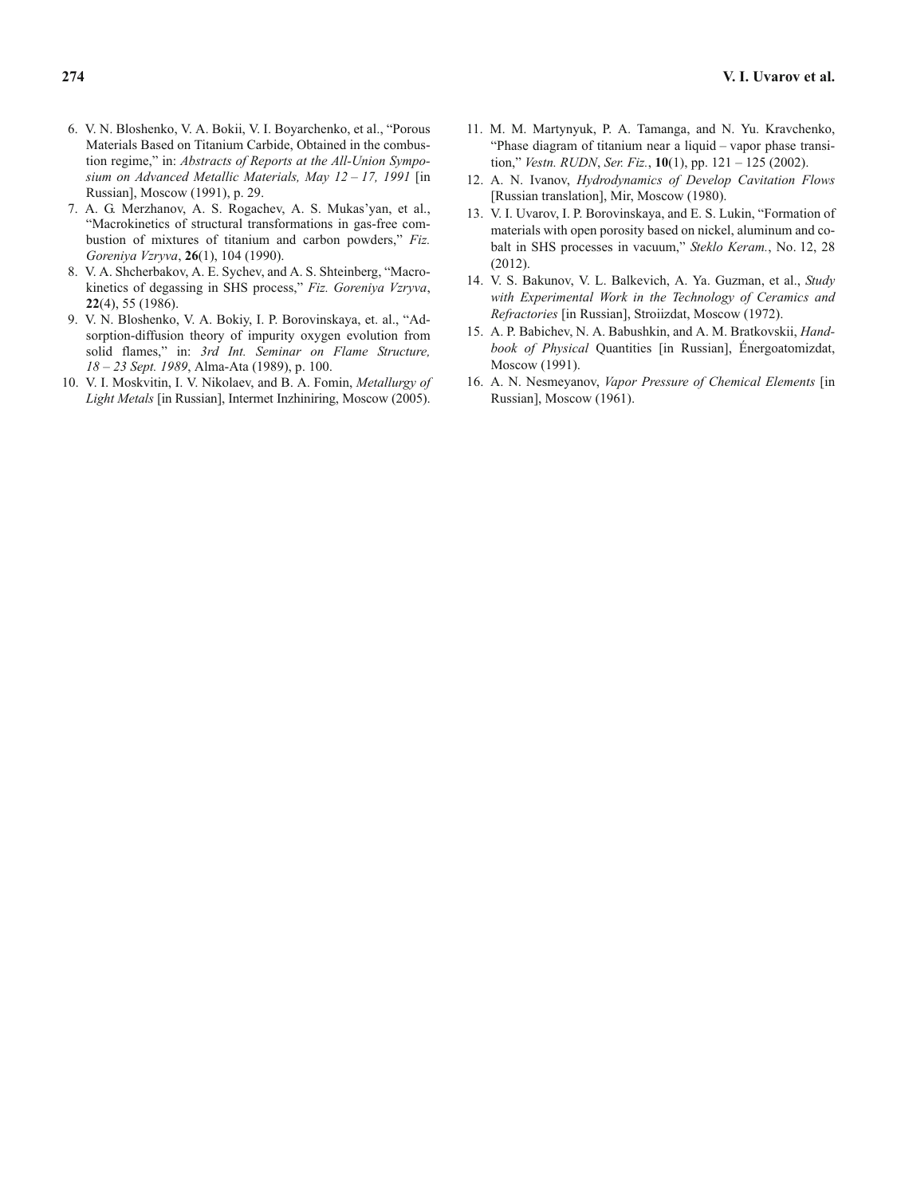6. V. N. Bloshenko, V. A. Bokii, V. I. Boyarchenko, et al., "Porous Materials Based on Titanium Carbide, Obtained in the combustion regime," in: *Abstracts of Reports at the All-Union Symposium on Advanced Metallic Materials, May 12 – 17, 1991* [in Russian], Moscow (1991), p. 29.
7. A. G. Merzhanov, A. S. Rogachev, A. S. Mukas'yan, et al., "Macrokinetics of structural transformations in gas-free combustion of mixtures of titanium and carbon powders," *Fiz. Goreniya Vzryva*, **26**(1), 104 (1990).
8. V. A. Shcherbakov, A. E. Sychev, and A. S. Shteinberg, "Macrokinetics of degassing in SHS process," *Fiz. Goreniya Vzryva*, **22**(4), 55 (1986).
9. V. N. Bloshenko, V. A. Bokiy, I. P. Borovinskaya, et. al., "Adsorption-diffusion theory of impurity oxygen evolution from solid flames," in: *3rd Int. Seminar on Flame Structure, 18 – 23 Sept. 1989*, Alma-Ata (1989), p. 100.
10. V. I. Moskvitin, I. V. Nikolaev, and B. A. Fomin, *Metallurgy of Light Metals* [in Russian], Intermet Inzhiniring, Moscow (2005).
11. M. M. Martynyuk, P. A. Tamanga, and N. Yu. Kravchenko, "Phase diagram of titanium near a liquid – vapor phase transition," *Vestn. RUDN*, *Ser. Fiz.*, **10**(1), pp. 121 – 125 (2002).
12. A. N. Ivanov, *Hydrodynamics of Develop Cavitation Flows* [Russian translation], Mir, Moscow (1980).
13. V. I. Uvarov, I. P. Borovinskaya, and E. S. Lukin, "Formation of materials with open porosity based on nickel, aluminum and cobalt in SHS processes in vacuum," *Steklo Keram.*, No. 12, 28 (2012).
14. V. S. Bakunov, V. L. Balkevich, A. Ya. Guzman, et al., *Study with Experimental Work in the Technology of Ceramics and Refractories* [in Russian], Stroiizdat, Moscow (1972).
15. A. P. Babichev, N. A. Babushkin, and A. M. Bratkovskii, *Handbook of Physical* Quantities [in Russian], Énergoatomizdat, Moscow (1991).
16. A. N. Nesmeyanov, *Vapor Pressure of Chemical Elements* [in Russian], Moscow (1961).